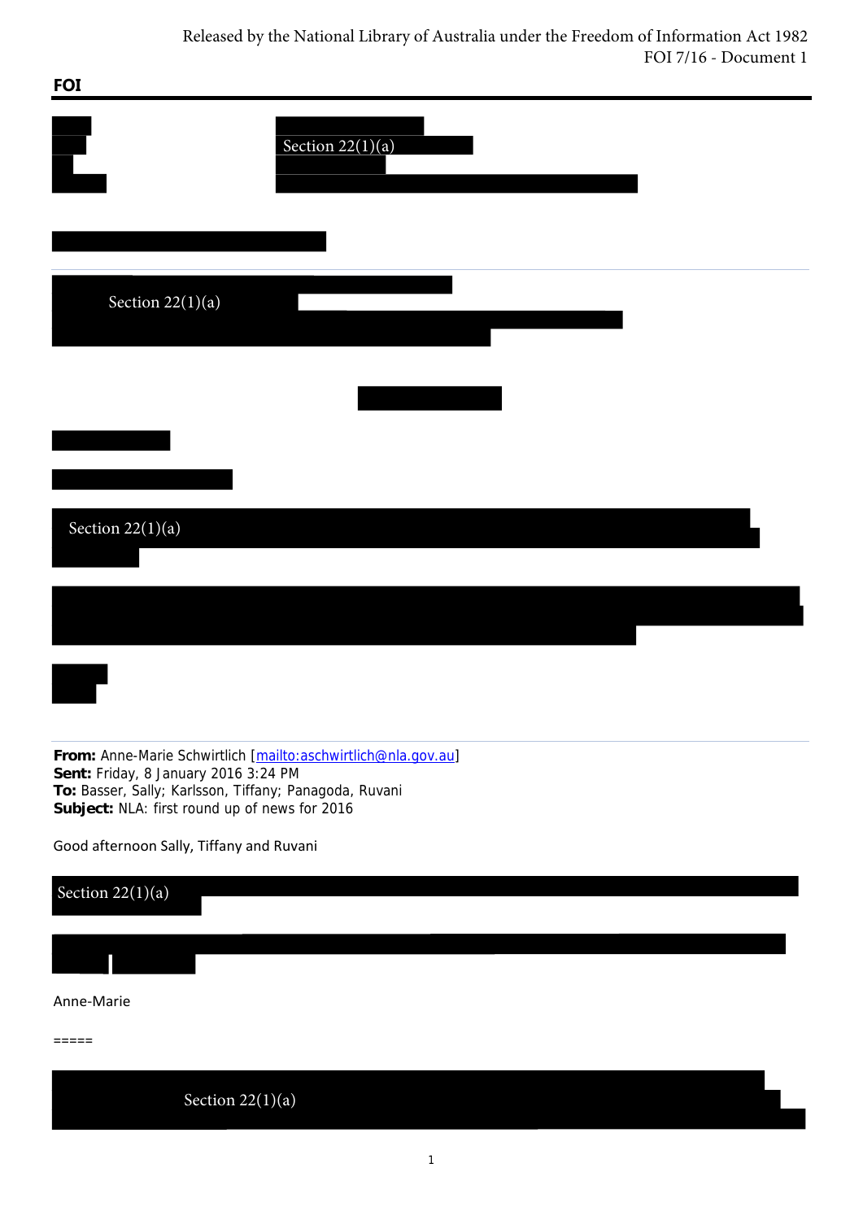Released by the National Library of Australia under the Freedom of Information Act 1982
FOI 7/16 - Document 1

**FOI**

Section 22(1)(a)

---

Section 22(1)(a)

Section 22(1)(a)

---

**From:** Anne-Marie Schwirtlich [mailto:aschwirtlich@nla.gov.au]
**Sent:** Friday, 8 January 2016 3:24 PM
**To:** Basser, Sally; Karlsson, Tiffany; Panagoda, Ruvani
**Subject:** NLA: first round up of news for 2016

Good afternoon Sally, Tiffany and Ruvani

Section 22(1)(a)

Anne-Marie

=====

Section 22(1)(a)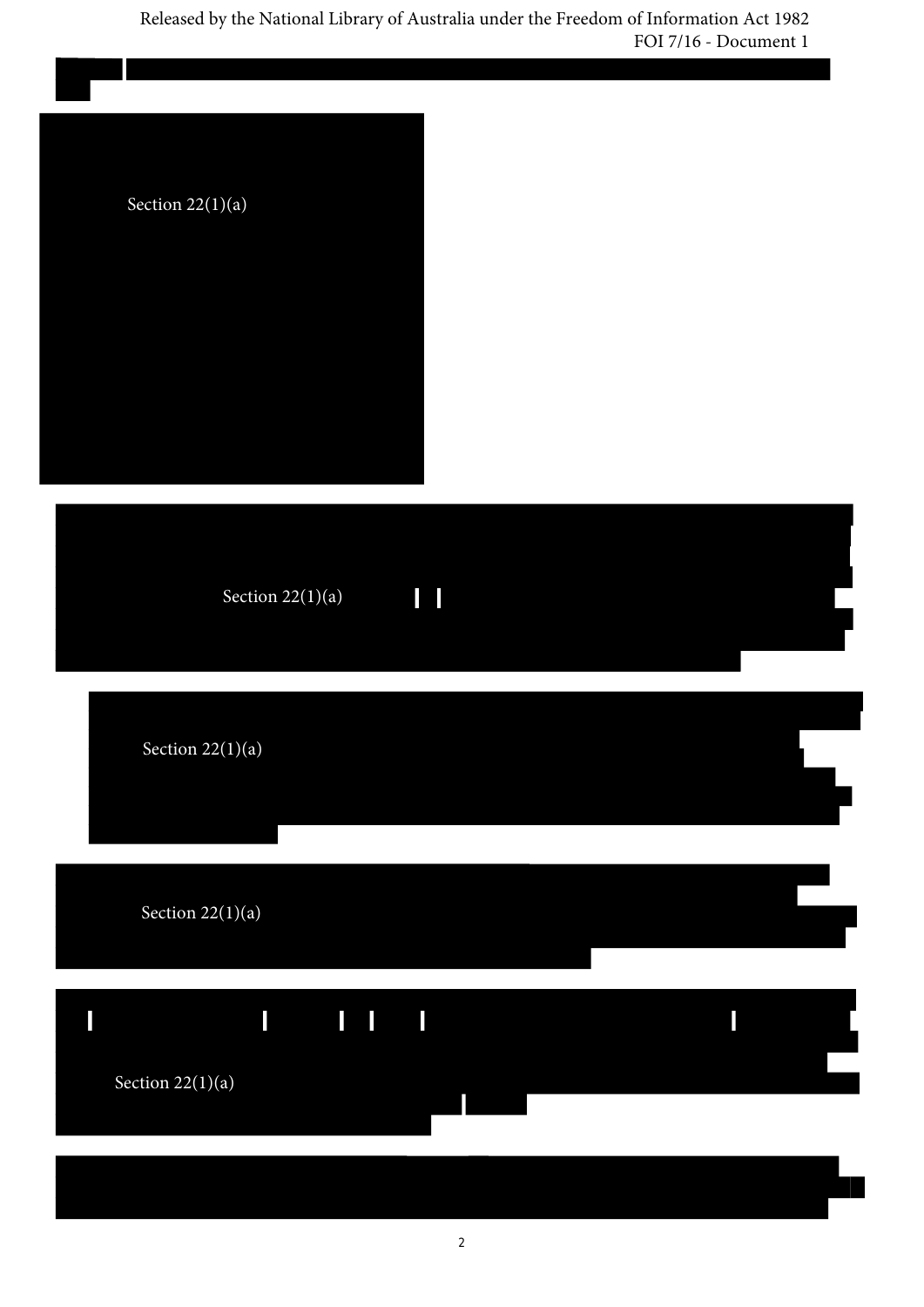Section 22(1)(a)

Section 22(1)(a)

Section 22(1)(a)

Section 22(1)(a)

Section 22(1)(a)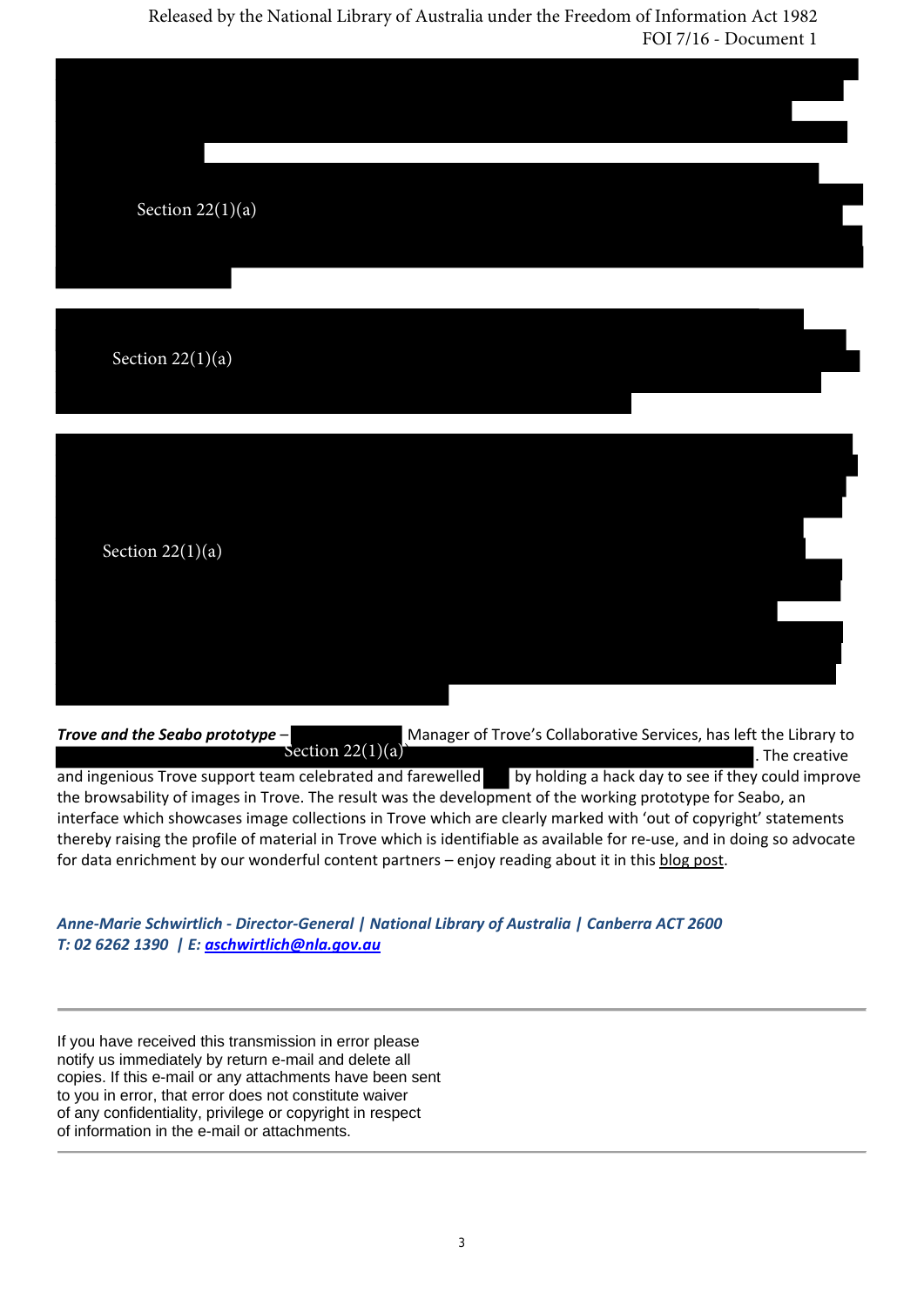Section 22(1)(a)

Section 22(1)(a)

Section 22(1)(a)

***Trove and the Seabo prototype*** – Section 22(1)(a) Manager of Trove's Collaborative Services, has left the Library to . The creative and ingenious Trove support team celebrated and farewelled by holding a hack day to see if they could improve the browsability of images in Trove. The result was the development of the working prototype for Seabo, an interface which showcases image collections in Trove which are clearly marked with 'out of copyright' statements thereby raising the profile of material in Trove which is identifiable as available for re-use, and in doing so advocate for data enrichment by our wonderful content partners – enjoy reading about it in this blog post.

***Anne-Marie Schwirtlich - Director-General | National Library of Australia | Canberra ACT 2600***
***T: 02 6262 1390 | E: aschwirtlich@nla.gov.au***

---

If you have received this transmission in error please notify us immediately by return e-mail and delete all copies. If this e-mail or any attachments have been sent to you in error, that error does not constitute waiver of any confidentiality, privilege or copyright in respect of information in the e-mail or attachments.

---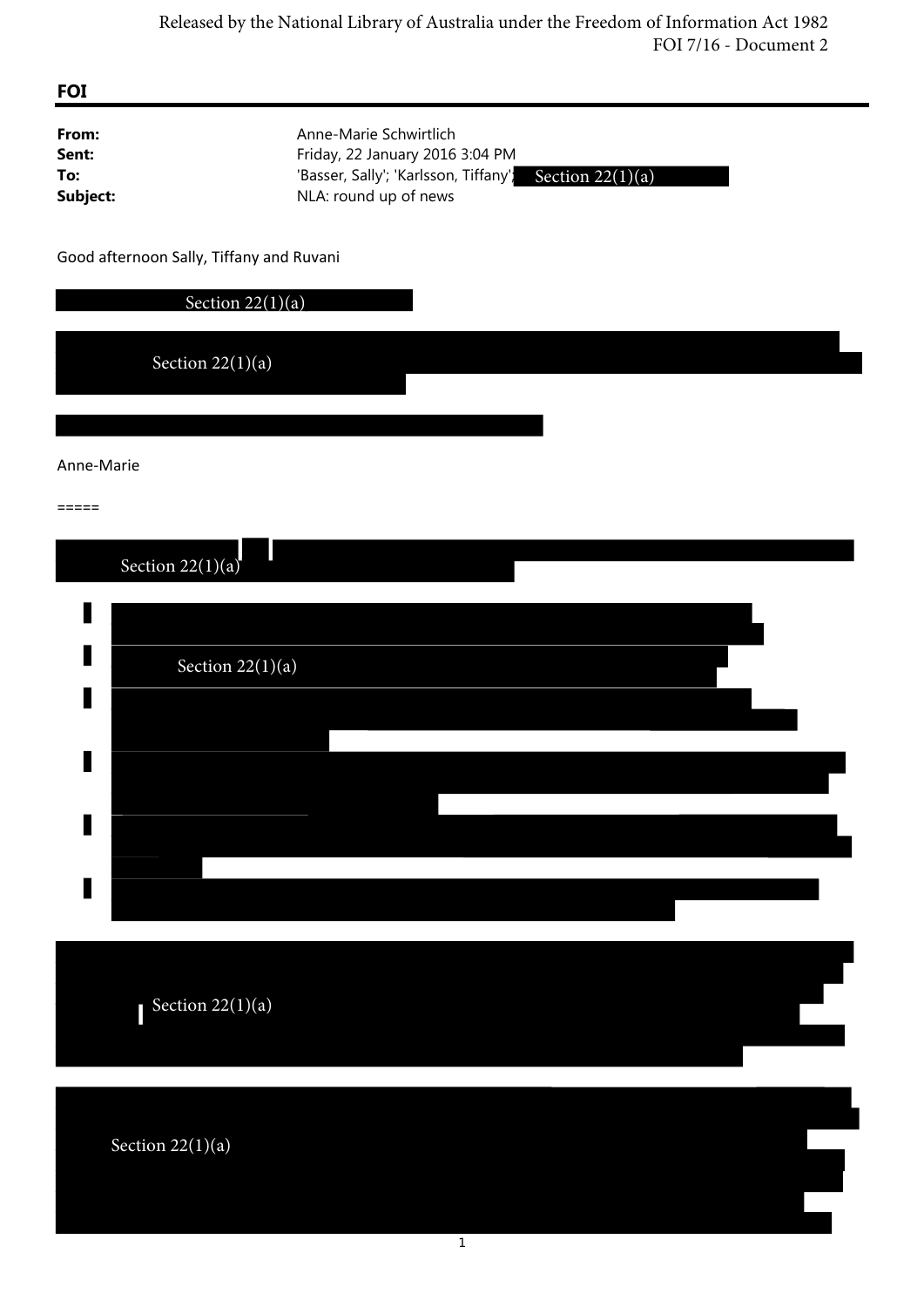Released by the National Library of Australia under the Freedom of Information Act 1982
FOI 7/16 - Document 2

## FOI

**From:** Anne-Marie Schwirtlich
**Sent:** Friday, 22 January 2016 3:04 PM
**To:** 'Basser, Sally'; 'Karlsson, Tiffany'; Section 22(1)(a)
**Subject:** NLA: round up of news

Good afternoon Sally, Tiffany and Ruvani

Section 22(1)(a)

Section 22(1)(a)

Anne-Marie

=====

Section 22(1)(a)

- Section 22(1)(a)

Section 22(1)(a)

Section 22(1)(a)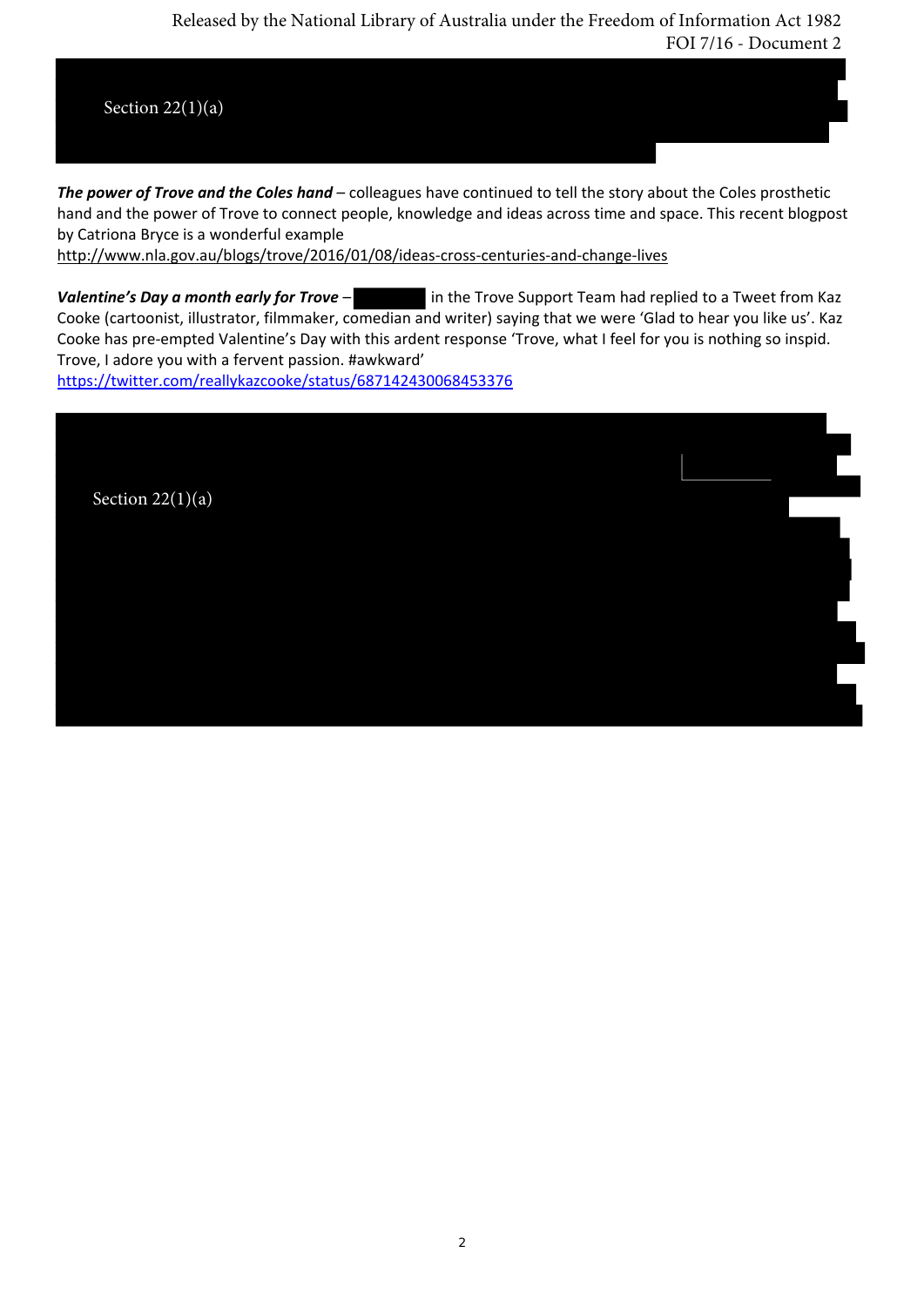Released by the National Library of Australia under the Freedom of Information Act 1982
FOI 7/16 - Document 2

Section 22(1)(a)

***The power of Trove and the Coles hand*** – colleagues have continued to tell the story about the Coles prosthetic hand and the power of Trove to connect people, knowledge and ideas across time and space. This recent blogpost by Catriona Bryce is a wonderful example
http://www.nla.gov.au/blogs/trove/2016/01/08/ideas-cross-centuries-and-change-lives

***Valentine's Day a month early for Trove*** – [redacted] in the Trove Support Team had replied to a Tweet from Kaz Cooke (cartoonist, illustrator, filmmaker, comedian and writer) saying that we were 'Glad to hear you like us'. Kaz Cooke has pre-empted Valentine's Day with this ardent response 'Trove, what I feel for you is nothing so inspid. Trove, I adore you with a fervent passion. #awkward'
https://twitter.com/reallykazcooke/status/687142430068453376

Section 22(1)(a)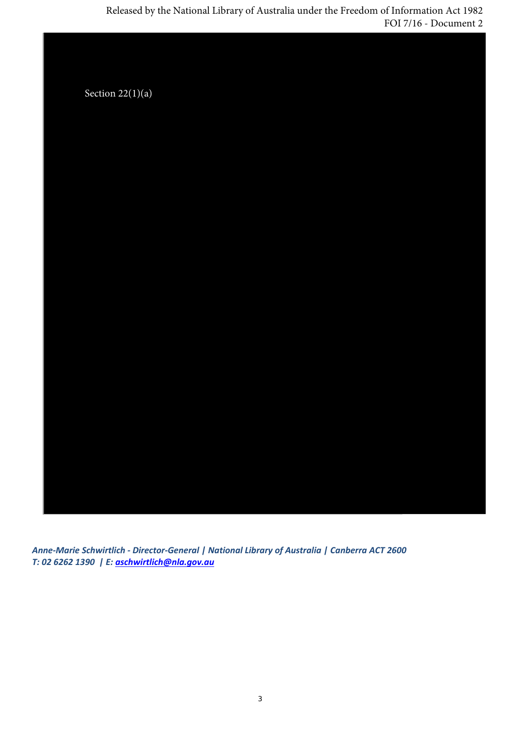Section 22(1)(a)

*Anne-Marie Schwirtlich - Director-General | National Library of Australia | Canberra ACT 2600*
*T: 02 6262 1390 | E: aschwirtlich@nla.gov.au*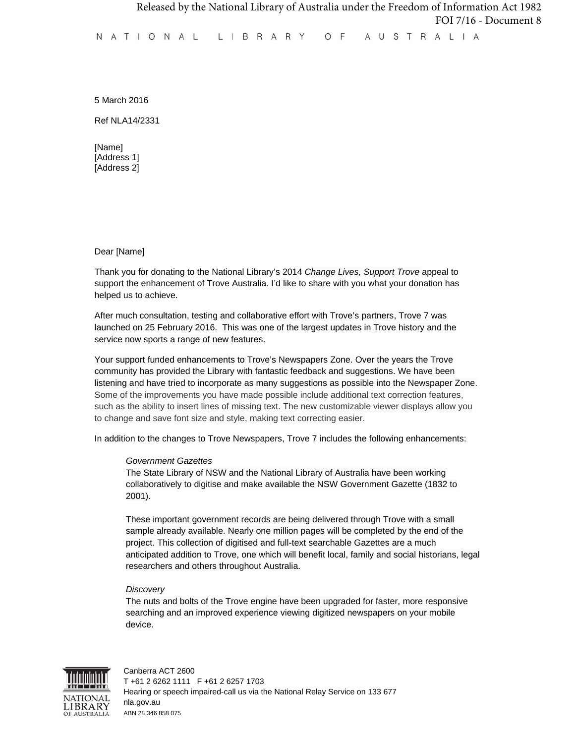Released by the National Library of Australia under the Freedom of Information Act 1982
FOI 7/16 - Document 8

N A T I O N A L   L I B R A R Y   O F   A U S T R A L I A

5 March 2016

Ref NLA14/2331

[Name]
[Address 1]
[Address 2]

Dear [Name]

Thank you for donating to the National Library's 2014 *Change Lives, Support Trove* appeal to support the enhancement of Trove Australia. I'd like to share with you what your donation has helped us to achieve.

After much consultation, testing and collaborative effort with Trove's partners, Trove 7 was launched on 25 February 2016. This was one of the largest updates in Trove history and the service now sports a range of new features.

Your support funded enhancements to Trove's Newspapers Zone. Over the years the Trove community has provided the Library with fantastic feedback and suggestions. We have been listening and have tried to incorporate as many suggestions as possible into the Newspaper Zone. Some of the improvements you have made possible include additional text correction features, such as the ability to insert lines of missing text. The new customizable viewer displays allow you to change and save font size and style, making text correcting easier.

In addition to the changes to Trove Newspapers, Trove 7 includes the following enhancements:

> *Government Gazettes*
> The State Library of NSW and the National Library of Australia have been working collaboratively to digitise and make available the NSW Government Gazette (1832 to 2001).
>
> These important government records are being delivered through Trove with a small sample already available. Nearly one million pages will be completed by the end of the project. This collection of digitised and full-text searchable Gazettes are a much anticipated addition to Trove, one which will benefit local, family and social historians, legal researchers and others throughout Australia.
>
> *Discovery*
> The nuts and bolts of the Trove engine have been upgraded for faster, more responsive searching and an improved experience viewing digitized newspapers on your mobile device.

Canberra ACT 2600
T +61 2 6262 1111 F +61 2 6257 1703
Hearing or speech impaired-call us via the National Relay Service on 133 677
nla.gov.au
ABN 28 346 858 075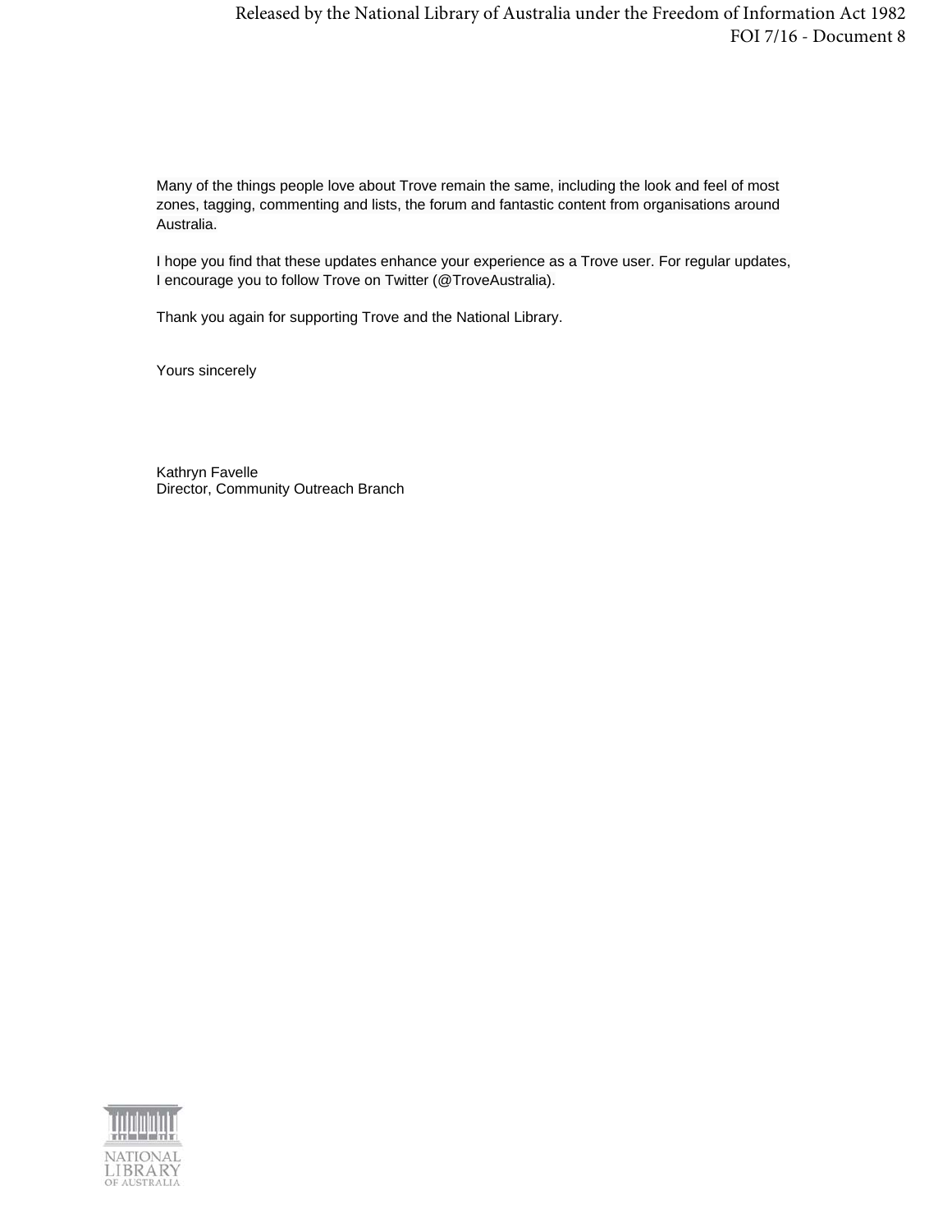Many of the things people love about Trove remain the same, including the look and feel of most zones, tagging, commenting and lists, the forum and fantastic content from organisations around Australia.

I hope you find that these updates enhance your experience as a Trove user. For regular updates, I encourage you to follow Trove on Twitter (@TroveAustralia).

Thank you again for supporting Trove and the National Library.

Yours sincerely

Kathryn Favelle
Director, Community Outreach Branch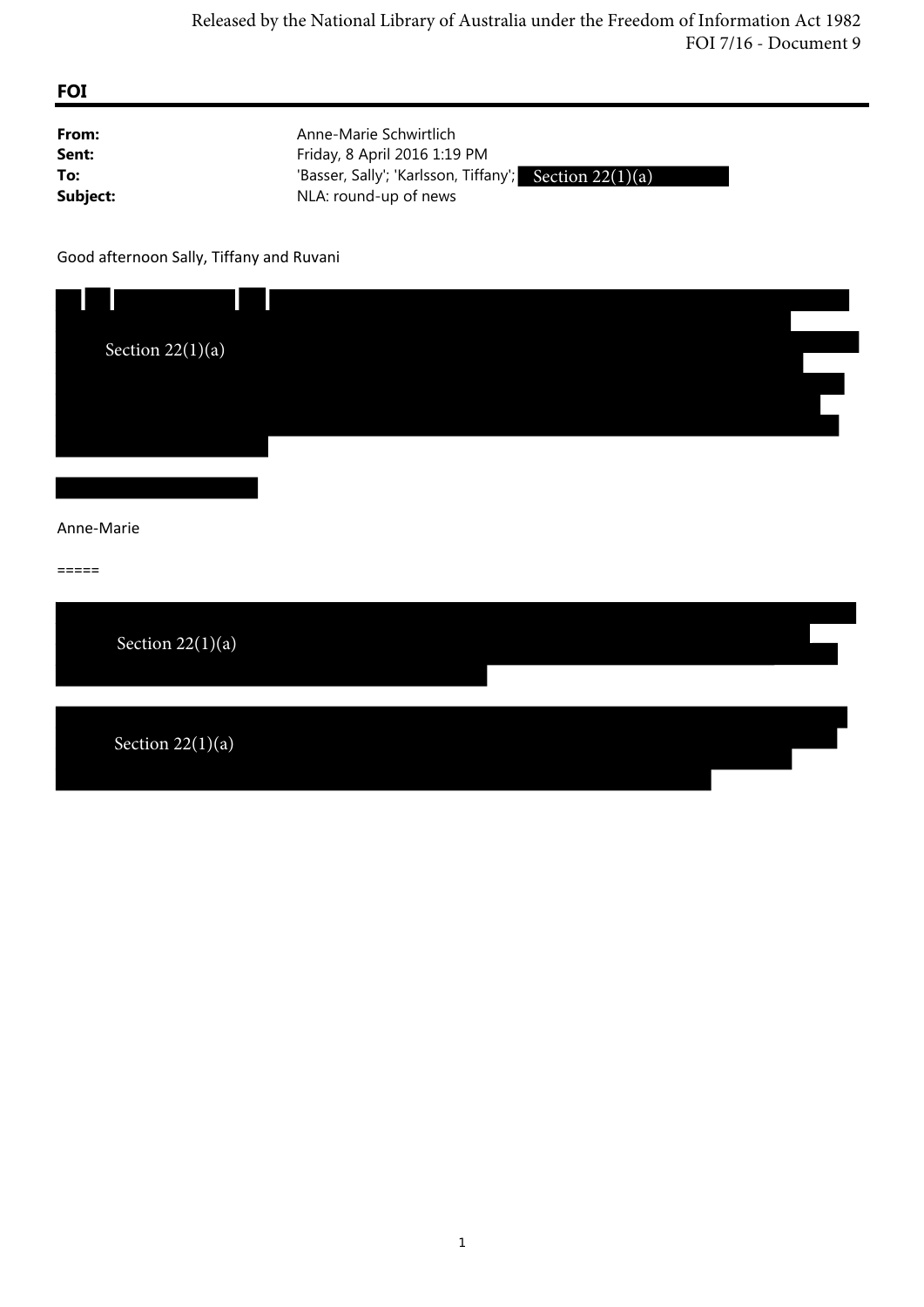Released by the National Library of Australia under the Freedom of Information Act 1982
FOI 7/16 - Document 9

**FOI**

| | |
|---|---|
| **From:** | Anne-Marie Schwirtlich |
| **Sent:** | Friday, 8 April 2016 1:19 PM |
| **To:** | 'Basser, Sally'; 'Karlsson, Tiffany'; Section 22(1)(a) |
| **Subject:** | NLA: round-up of news |

Good afternoon Sally, Tiffany and Ruvani

Section 22(1)(a)

Anne-Marie

=====

Section 22(1)(a)

Section 22(1)(a)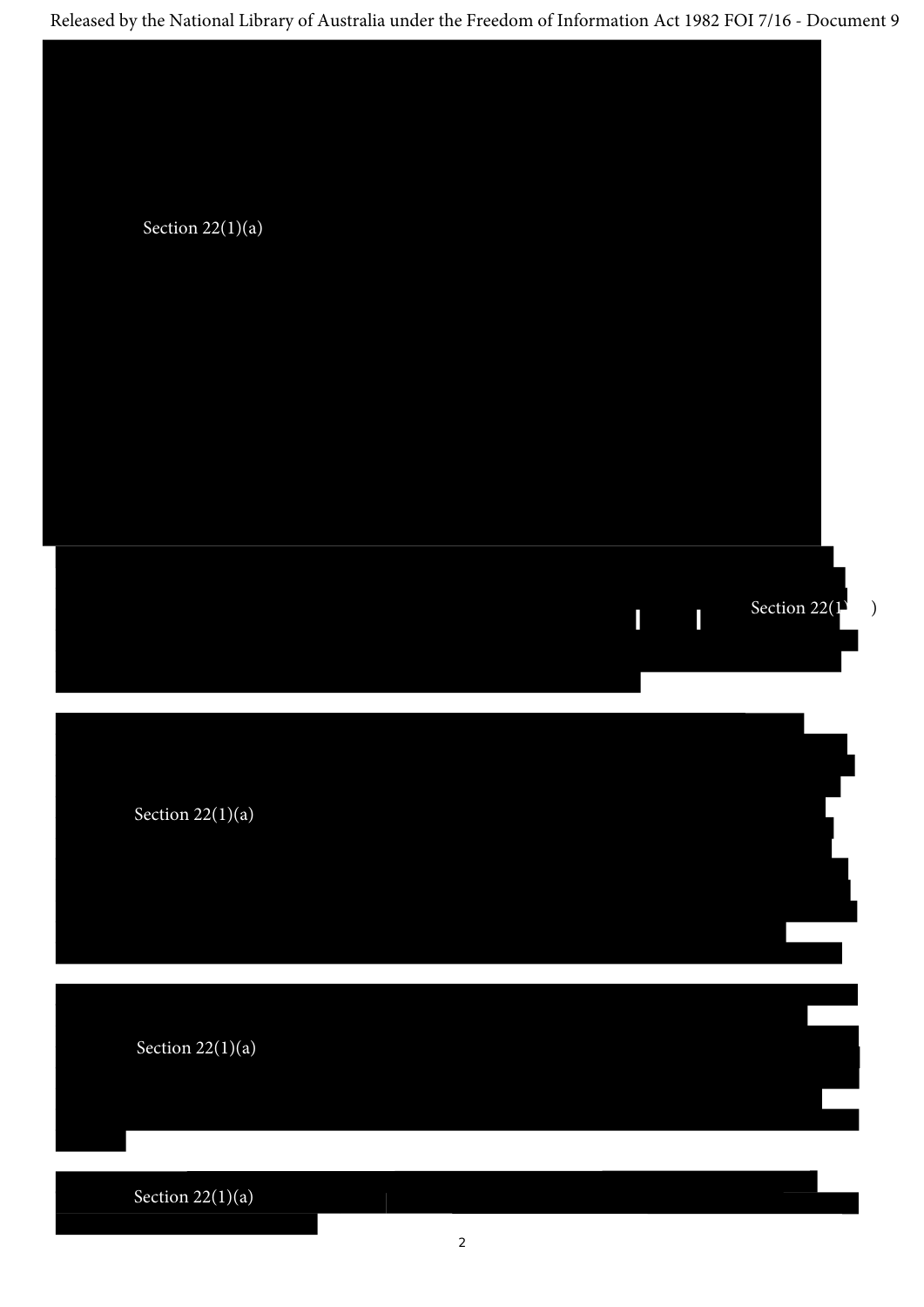Released by the National Library of Australia under the Freedom of Information Act 1982 FOI 7/16 - Document 9

Section 22(1)(a)

Section 22(1)(a)

Section 22(1)(a)

Section 22(1)(a)

Section 22(1)(a)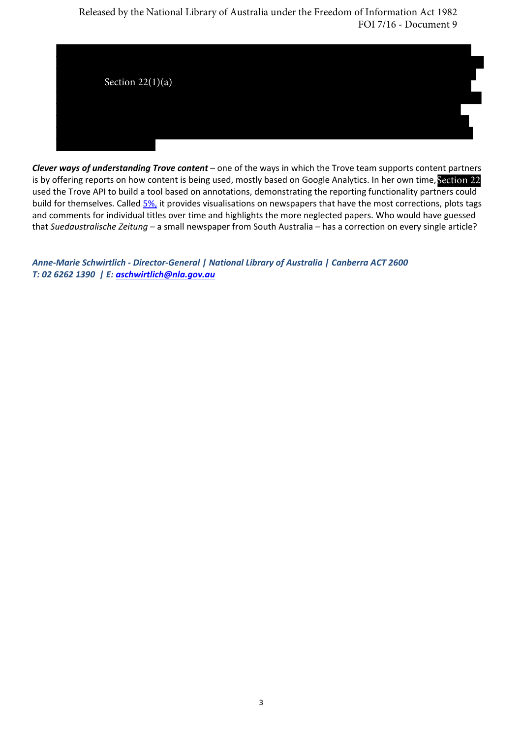Section 22(1)(a)

***Clever ways of understanding Trove content*** – one of the ways in which the Trove team supports content partners is by offering reports on how content is being used, mostly based on Google Analytics. In her own time, Section 22 used the Trove API to build a tool based on annotations, demonstrating the reporting functionality partners could build for themselves. Called [5%,](5%) it provides visualisations on newspapers that have the most corrections, plots tags and comments for individual titles over time and highlights the more neglected papers. Who would have guessed that *Suedaustralische Zeitung* – a small newspaper from South Australia – has a correction on every single article?

***Anne-Marie Schwirtlich - Director-General | National Library of Australia | Canberra ACT 2600***
***T: 02 6262 1390 | E: aschwirtlich@nla.gov.au***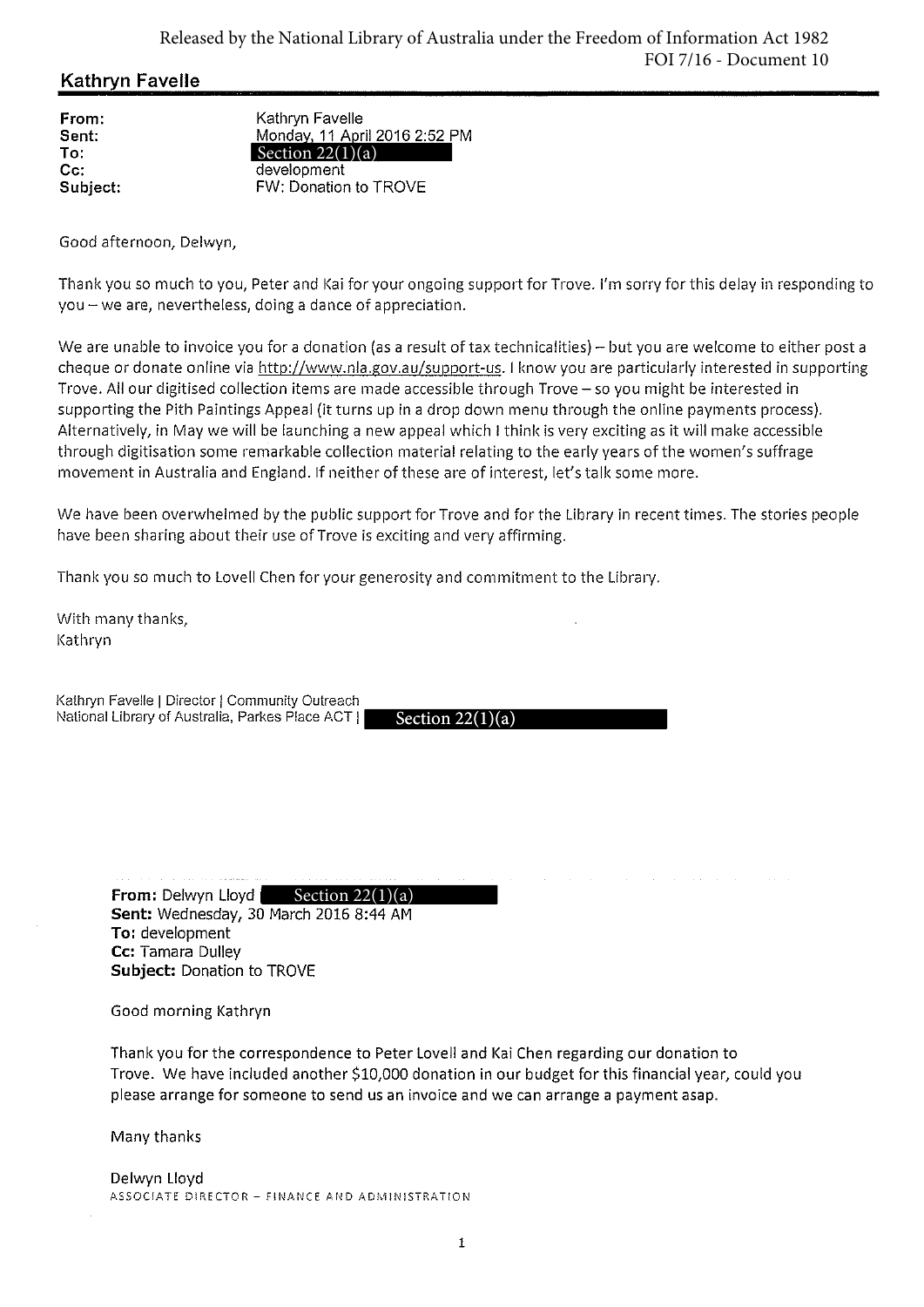Released by the National Library of Australia under the Freedom of Information Act 1982
FOI 7/16 - Document 10

## Kathryn Favelle

**From:** Kathryn Favelle
**Sent:** Monday, 11 April 2016 2:52 PM
**To:** Section 22(1)(a)
**Cc:** development
**Subject:** FW: Donation to TROVE

Good afternoon, Delwyn,

Thank you so much to you, Peter and Kai for your ongoing support for Trove. I'm sorry for this delay in responding to you – we are, nevertheless, doing a dance of appreciation.

We are unable to invoice you for a donation (as a result of tax technicalities) – but you are welcome to either post a cheque or donate online via http://www.nla.gov.au/support-us. I know you are particularly interested in supporting Trove. All our digitised collection items are made accessible through Trove – so you might be interested in supporting the Pith Paintings Appeal (it turns up in a drop down menu through the online payments process). Alternatively, in May we will be launching a new appeal which I think is very exciting as it will make accessible through digitisation some remarkable collection material relating to the early years of the women's suffrage movement in Australia and England. If neither of these are of interest, let's talk some more.

We have been overwhelmed by the public support for Trove and for the Library in recent times. The stories people have been sharing about their use of Trove is exciting and very affirming.

Thank you so much to Lovell Chen for your generosity and commitment to the Library.

With many thanks,
Kathryn

Kathryn Favelle | Director | Community Outreach
National Library of Australia, Parkes Place ACT | Section 22(1)(a)

**From:** Delwyn Lloyd Section 22(1)(a)
**Sent:** Wednesday, 30 March 2016 8:44 AM
**To:** development
**Cc:** Tamara Dulley
**Subject:** Donation to TROVE

Good morning Kathryn

Thank you for the correspondence to Peter Lovell and Kai Chen regarding our donation to Trove. We have included another $10,000 donation in our budget for this financial year, could you please arrange for someone to send us an invoice and we can arrange a payment asap.

Many thanks

Delwyn Lloyd
ASSOCIATE DIRECTOR – FINANCE AND ADMINISTRATION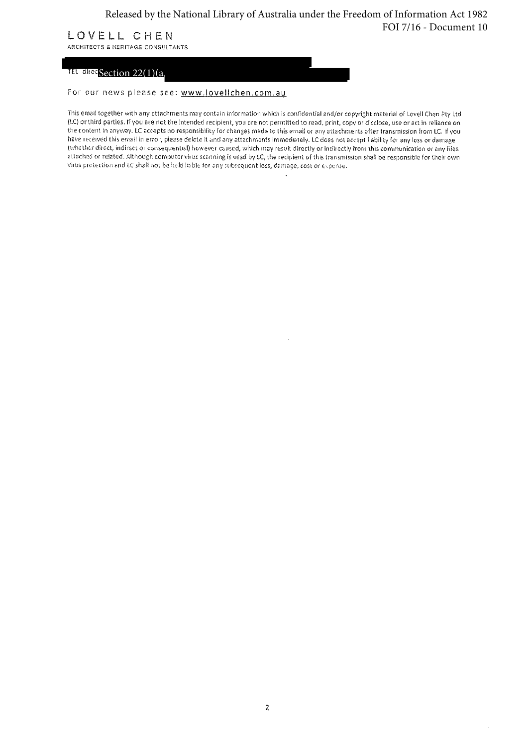Released by the National Library of Australia under the Freedom of Information Act 1982
FOI 7/16 - Document 10

LOVELL CHEN
ARCHITECTS & HERITAGE CONSULTANTS

TEL direct Section 22(1)(a)

For our news please see: www.lovellchen.com.au

This email together with any attachments may contain information which is confidential and/or copyright material of Lovell Chen Pty Ltd (LC) or third parties. If you are not the intended recipient, you are not permitted to read, print, copy or disclose, use or act in reliance on the content in anyway. LC accepts no responsibility for changes made to this email or any attachments after transmission from LC. If you have received this email in error, please delete it and any attachments immediately. LC does not accept liability for any loss or damage (whether direct, indirect or consequential) however caused, which may result directly or indirectly from this communication or any files attached or related. Although computer virus scanning is used by LC, the recipient of this transmission shall be responsible for their own virus protection and LC shall not be held liable for any subsequent loss, damage, cost or expense.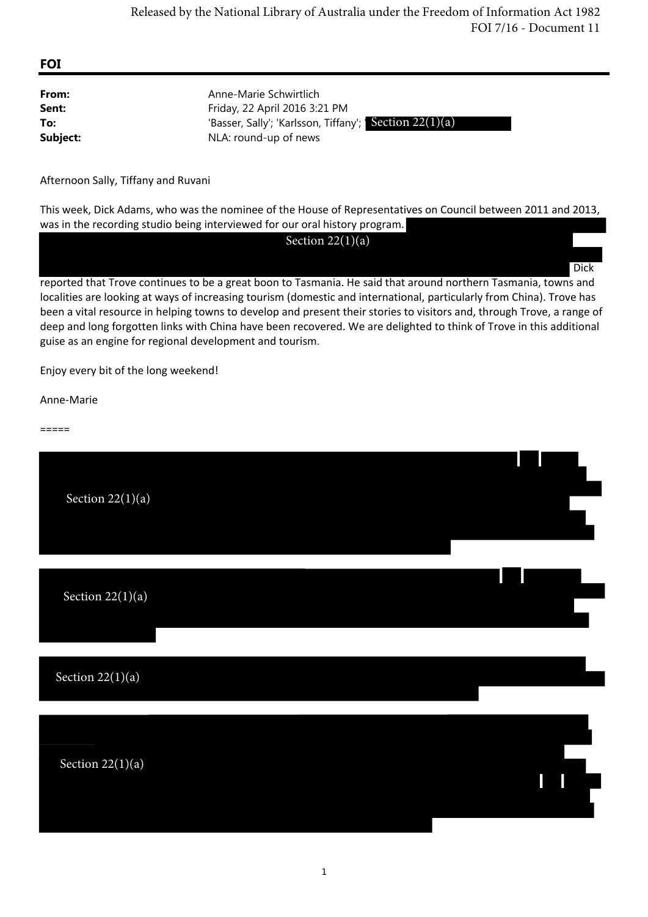Released by the National Library of Australia under the Freedom of Information Act 1982
FOI 7/16 - Document 11

**FOI**

**From:** Anne-Marie Schwirtlich
**Sent:** Friday, 22 April 2016 3:21 PM
**To:** 'Basser, Sally'; 'Karlsson, Tiffany'; Section 22(1)(a)
**Subject:** NLA: round-up of news

Afternoon Sally, Tiffany and Ruvani

This week, Dick Adams, who was the nominee of the House of Representatives on Council between 2011 and 2013, was in the recording studio being interviewed for our oral history program. Section 22(1)(a) Dick reported that Trove continues to be a great boon to Tasmania. He said that around northern Tasmania, towns and localities are looking at ways of increasing tourism (domestic and international, particularly from China). Trove has been a vital resource in helping towns to develop and present their stories to visitors and, through Trove, a range of deep and long forgotten links with China have been recovered. We are delighted to think of Trove in this additional guise as an engine for regional development and tourism.

Enjoy every bit of the long weekend!

Anne-Marie

=====

Section 22(1)(a)

Section 22(1)(a)

Section 22(1)(a)

Section 22(1)(a)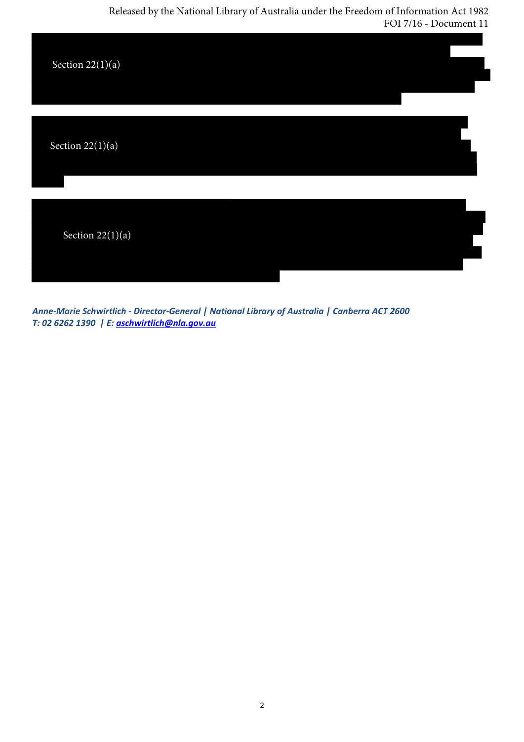Section 22(1)(a)

Section 22(1)(a)

Section 22(1)(a)

***Anne-Marie Schwirtlich - Director-General | National Library of Australia | Canberra ACT 2600***
***T: 02 6262 1390 | E: aschwirtlich@nla.gov.au***